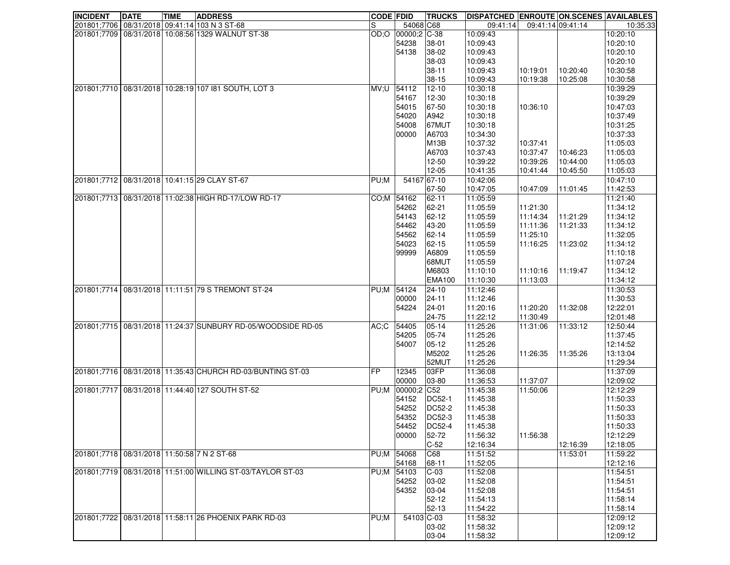| INCIDENT | DATE | TIME | ADDRESS | CODE | FDID | TRUCKS | DISPATCHED | ENROUTE | ON.SCENES | AVAILABLES |
|---|---|---|---|---|---|---|---|---|---|---|
| 201801;7706 | 08/31/2018 | 09:41:14 | 103 N 3 ST-68 | S | 54068 | C68 | 09:41:14 | 09:41:14 | 09:41:14 | 10:35:33 |
| 201801;7709 | 08/31/2018 | 10:08:56 | 1329 WALNUT ST-38 | OD;O | 00000;2 | C-38 | 10:09:43 | | | 10:20:10 |
| | | | | | 54238 | 38-01 | 10:09:43 | | | 10:20:10 |
| | | | | | 54138 | 38-02 | 10:09:43 | | | 10:20:10 |
| | | | | | | 38-03 | 10:09:43 | | | 10:20:10 |
| | | | | | | 38-11 | 10:09:43 | 10:19:01 | 10:20:40 | 10:30:58 |
| | | | | | | 38-15 | 10:09:43 | 10:19:38 | 10:25:08 | 10:30:58 |
| 201801;7710 | 08/31/2018 | 10:28:19 | 107 I81 SOUTH, LOT 3 | MV;U | 54112 | 12-10 | 10:30:18 | | | 10:39:29 |
| | | | | | 54167 | 12-30 | 10:30:18 | | | 10:39:29 |
| | | | | | 54015 | 67-50 | 10:30:18 | 10:36:10 | | 10:47:03 |
| | | | | | 54020 | A942 | 10:30:18 | | | 10:37:49 |
| | | | | | 54008 | 67MUT | 10:30:18 | | | 10:31:25 |
| | | | | | 00000 | A6703 | 10:34:30 | | | 10:37:33 |
| | | | | | | M13B | 10:37:32 | 10:37:41 | | 11:05:03 |
| | | | | | | A6703 | 10:37:43 | 10:37:47 | 10:46:23 | 11:05:03 |
| | | | | | | 12-50 | 10:39:22 | 10:39:26 | 10:44:00 | 11:05:03 |
| | | | | | | 12-05 | 10:41:35 | 10:41:44 | 10:45:50 | 11:05:03 |
| 201801;7712 | 08/31/2018 | 10:41:15 | 29 CLAY ST-67 | PU;M | 54167 | 67-10 | 10:42:06 | | | 10:47:10 |
| | | | | | | 67-50 | 10:47:05 | 10:47:09 | 11:01:45 | 11:42:53 |
| 201801;7713 | 08/31/2018 | 11:02:38 | HIGH RD-17/LOW RD-17 | CO;M | 54162 | 62-11 | 11:05:59 | | | 11:21:40 |
| | | | | | 54262 | 62-21 | 11:05:59 | 11:21:30 | | 11:34:12 |
| | | | | | 54143 | 62-12 | 11:05:59 | 11:14:34 | 11:21:29 | 11:34:12 |
| | | | | | 54462 | 43-20 | 11:05:59 | 11:11:36 | 11:21:33 | 11:34:12 |
| | | | | | 54562 | 62-14 | 11:05:59 | 11:25:10 | | 11:32:05 |
| | | | | | 54023 | 62-15 | 11:05:59 | 11:16:25 | 11:23:02 | 11:34:12 |
| | | | | | 99999 | A6809 | 11:05:59 | | | 11:10:18 |
| | | | | | | 68MUT | 11:05:59 | | | 11:07:24 |
| | | | | | | M6803 | 11:10:10 | 11:10:16 | 11:19:47 | 11:34:12 |
| | | | | | | EMA100 | 11:10:30 | 11:13:03 | | 11:34:12 |
| 201801;7714 | 08/31/2018 | 11:11:51 | 79 S TREMONT ST-24 | PU;M | 54124 | 24-10 | 11:12:46 | | | 11:30:53 |
| | | | | | 00000 | 24-11 | 11:12:46 | | | 11:30:53 |
| | | | | | 54224 | 24-01 | 11:20:16 | 11:20:20 | 11:32:08 | 12:22:01 |
| | | | | | | 24-75 | 11:22:12 | 11:30:49 | | 12:01:48 |
| 201801;7715 | 08/31/2018 | 11:24:37 | SUNBURY RD-05/WOODSIDE RD-05 | AC;C | 54405 | 05-14 | 11:25:26 | 11:31:06 | 11:33:12 | 12:50:44 |
| | | | | | 54205 | 05-74 | 11:25:26 | | | 11:37:45 |
| | | | | | 54007 | 05-12 | 11:25:26 | | | 12:14:52 |
| | | | | | | M5202 | 11:25:26 | 11:26:35 | 11:35:26 | 13:13:04 |
| | | | | | | 52MUT | 11:25:26 | | | 11:29:34 |
| 201801;7716 | 08/31/2018 | 11:35:43 | CHURCH RD-03/BUNTING ST-03 | FP | 12345 | 03FP | 11:36:08 | | | 11:37:09 |
| | | | | | 00000 | 03-80 | 11:36:53 | 11:37:07 | | 12:09:02 |
| 201801;7717 | 08/31/2018 | 11:44:40 | 127 SOUTH ST-52 | PU;M | 00000;2 | C52 | 11:45:38 | 11:50:06 | | 12:12:29 |
| | | | | | 54152 | DC52-1 | 11:45:38 | | | 11:50:33 |
| | | | | | 54252 | DC52-2 | 11:45:38 | | | 11:50:33 |
| | | | | | 54352 | DC52-3 | 11:45:38 | | | 11:50:33 |
| | | | | | 54452 | DC52-4 | 11:45:38 | | | 11:50:33 |
| | | | | | 00000 | 52-72 | 11:56:32 | 11:56:38 | | 12:12:29 |
| | | | | | | C-52 | 12:16:34 | | 12:16:39 | 12:18:05 |
| 201801;7718 | 08/31/2018 | 11:50:58 | 7 N 2 ST-68 | PU;M | 54068 | C68 | 11:51:52 | | 11:53:01 | 11:59:22 |
| | | | | | 54168 | 68-11 | 11:52:05 | | | 12:12:16 |
| 201801;7719 | 08/31/2018 | 11:51:00 | WILLING ST-03/TAYLOR ST-03 | PU;M | 54103 | C-03 | 11:52:08 | | | 11:54:51 |
| | | | | | 54252 | 03-02 | 11:52:08 | | | 11:54:51 |
| | | | | | 54352 | 03-04 | 11:52:08 | | | 11:54:51 |
| | | | | | | 52-12 | 11:54:13 | | | 11:58:14 |
| | | | | | | 52-13 | 11:54:22 | | | 11:58:14 |
| 201801;7722 | 08/31/2018 | 11:58:11 | 26 PHOENIX PARK RD-03 | PU;M | 54103 | C-03 | 11:58:32 | | | 12:09:12 |
| | | | | | | 03-02 | 11:58:32 | | | 12:09:12 |
| | | | | | | 03-04 | 11:58:32 | | | 12:09:12 |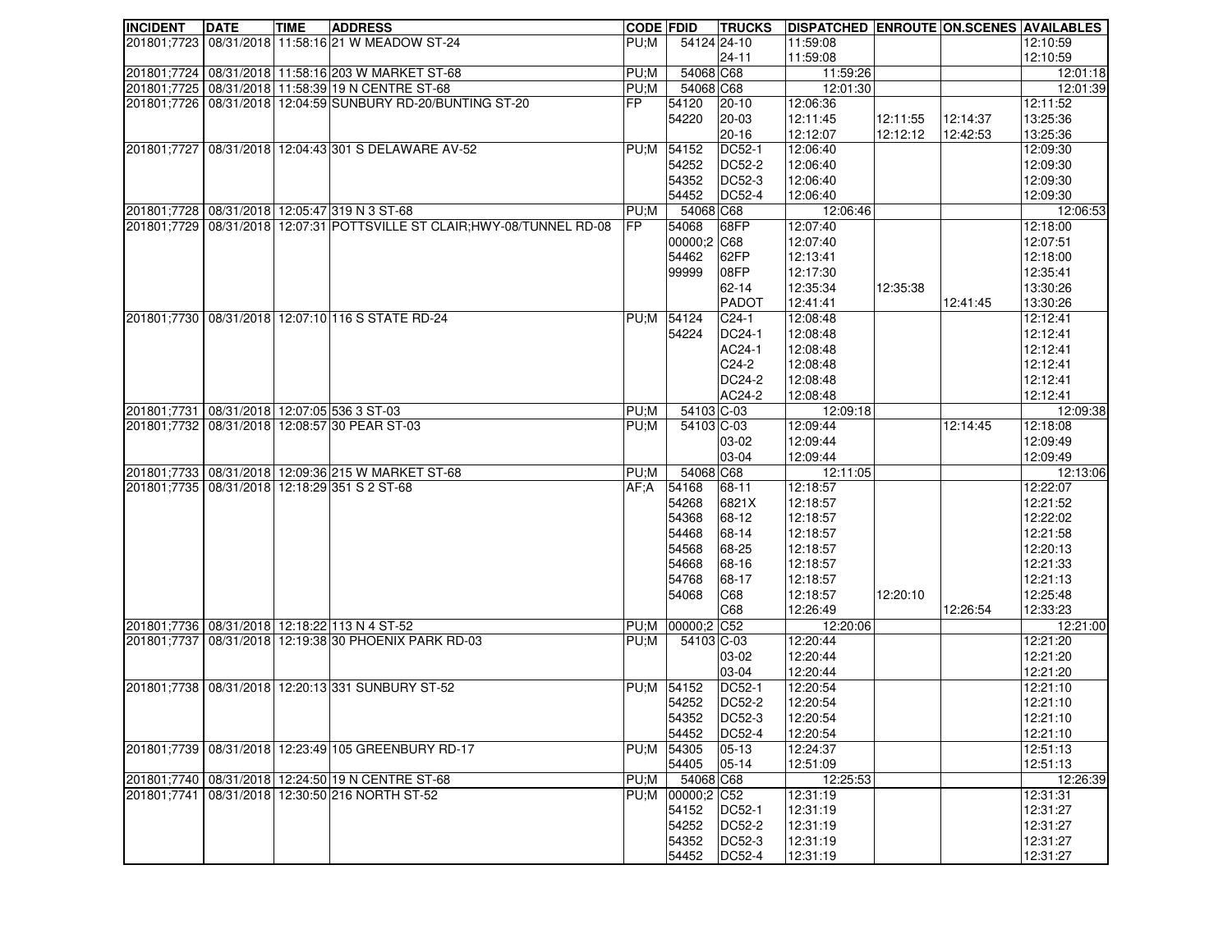| INCIDENT | DATE | TIME | ADDRESS | CODE | FDID | TRUCKS | DISPATCHED | ENROUTE | ON.SCENES | AVAILABLES |
|---|---|---|---|---|---|---|---|---|---|---|
| 201801;7723 | 08/31/2018 | 11:58:16 | 21 W MEADOW ST-24 | PU;M | 54124 | 24-10 | 11:59:08 | | | 12:10:59 |
| | | | | | | 24-11 | 11:59:08 | | | 12:10:59 |
| 201801;7724 | 08/31/2018 | 11:58:16 | 203 W MARKET ST-68 | PU;M | 54068 | C68 | 11:59:26 | | | 12:01:18 |
| 201801;7725 | 08/31/2018 | 11:58:39 | 19 N CENTRE ST-68 | PU;M | 54068 | C68 | 12:01:30 | | | 12:01:39 |
| 201801;7726 | 08/31/2018 | 12:04:59 | SUNBURY RD-20/BUNTING ST-20 | FP | 54120 | 20-10 | 12:06:36 | | | 12:11:52 |
| | | | | | 54220 | 20-03 | 12:11:45 | 12:11:55 | 12:14:37 | 13:25:36 |
| | | | | | | 20-16 | 12:12:07 | 12:12:12 | 12:42:53 | 13:25:36 |
| 201801;7727 | 08/31/2018 | 12:04:43 | 301 S DELAWARE AV-52 | PU;M | 54152 | DC52-1 | 12:06:40 | | | 12:09:30 |
| | | | | | 54252 | DC52-2 | 12:06:40 | | | 12:09:30 |
| | | | | | 54352 | DC52-3 | 12:06:40 | | | 12:09:30 |
| | | | | | 54452 | DC52-4 | 12:06:40 | | | 12:09:30 |
| 201801;7728 | 08/31/2018 | 12:05:47 | 319 N 3 ST-68 | PU;M | 54068 | C68 | 12:06:46 | | | 12:06:53 |
| 201801;7729 | 08/31/2018 | 12:07:31 | POTTSVILLE ST CLAIR;HWY-08/TUNNEL RD-08 | FP | 54068 | 68FP | 12:07:40 | | | 12:18:00 |
| | | | | | 00000;2 | C68 | 12:07:40 | | | 12:07:51 |
| | | | | | 54462 | 62FP | 12:13:41 | | | 12:18:00 |
| | | | | | 99999 | 08FP | 12:17:30 | | | 12:35:41 |
| | | | | | | 62-14 | 12:35:34 | 12:35:38 | | 13:30:26 |
| | | | | | | PADOT | 12:41:41 | | 12:41:45 | 13:30:26 |
| 201801;7730 | 08/31/2018 | 12:07:10 | 116 S STATE RD-24 | PU;M | 54124 | C24-1 | 12:08:48 | | | 12:12:41 |
| | | | | | 54224 | DC24-1 | 12:08:48 | | | 12:12:41 |
| | | | | | | AC24-1 | 12:08:48 | | | 12:12:41 |
| | | | | | | C24-2 | 12:08:48 | | | 12:12:41 |
| | | | | | | DC24-2 | 12:08:48 | | | 12:12:41 |
| | | | | | | AC24-2 | 12:08:48 | | | 12:12:41 |
| 201801;7731 | 08/31/2018 | 12:07:05 | 536 3 ST-03 | PU;M | 54103 | C-03 | 12:09:18 | | | 12:09:38 |
| 201801;7732 | 08/31/2018 | 12:08:57 | 30 PEAR ST-03 | PU;M | 54103 | C-03 | 12:09:44 | | 12:14:45 | 12:18:08 |
| | | | | | | 03-02 | 12:09:44 | | | 12:09:49 |
| | | | | | | 03-04 | 12:09:44 | | | 12:09:49 |
| 201801;7733 | 08/31/2018 | 12:09:36 | 215 W MARKET ST-68 | PU;M | 54068 | C68 | 12:11:05 | | | 12:13:06 |
| 201801;7735 | 08/31/2018 | 12:18:29 | 351 S 2 ST-68 | AF;A | 54168 | 68-11 | 12:18:57 | | | 12:22:07 |
| | | | | | 54268 | 6821X | 12:18:57 | | | 12:21:52 |
| | | | | | 54368 | 68-12 | 12:18:57 | | | 12:22:02 |
| | | | | | 54468 | 68-14 | 12:18:57 | | | 12:21:58 |
| | | | | | 54568 | 68-25 | 12:18:57 | | | 12:20:13 |
| | | | | | 54668 | 68-16 | 12:18:57 | | | 12:21:33 |
| | | | | | 54768 | 68-17 | 12:18:57 | | | 12:21:13 |
| | | | | | 54068 | C68 | 12:18:57 | 12:20:10 | | 12:25:48 |
| | | | | | | C68 | 12:26:49 | | 12:26:54 | 12:33:23 |
| 201801;7736 | 08/31/2018 | 12:18:22 | 113 N 4 ST-52 | PU;M | 00000;2 | C52 | 12:20:06 | | | 12:21:00 |
| 201801;7737 | 08/31/2018 | 12:19:38 | 30 PHOENIX PARK RD-03 | PU;M | 54103 | C-03 | 12:20:44 | | | 12:21:20 |
| | | | | | | 03-02 | 12:20:44 | | | 12:21:20 |
| | | | | | | 03-04 | 12:20:44 | | | 12:21:20 |
| 201801;7738 | 08/31/2018 | 12:20:13 | 331 SUNBURY ST-52 | PU;M | 54152 | DC52-1 | 12:20:54 | | | 12:21:10 |
| | | | | | 54252 | DC52-2 | 12:20:54 | | | 12:21:10 |
| | | | | | 54352 | DC52-3 | 12:20:54 | | | 12:21:10 |
| | | | | | 54452 | DC52-4 | 12:20:54 | | | 12:21:10 |
| 201801;7739 | 08/31/2018 | 12:23:49 | 105 GREENBURY RD-17 | PU;M | 54305 | 05-13 | 12:24:37 | | | 12:51:13 |
| | | | | | 54405 | 05-14 | 12:51:09 | | | 12:51:13 |
| 201801;7740 | 08/31/2018 | 12:24:50 | 19 N CENTRE ST-68 | PU;M | 54068 | C68 | 12:25:53 | | | 12:26:39 |
| 201801;7741 | 08/31/2018 | 12:30:50 | 216 NORTH ST-52 | PU;M | 00000;2 | C52 | 12:31:19 | | | 12:31:31 |
| | | | | | 54152 | DC52-1 | 12:31:19 | | | 12:31:27 |
| | | | | | 54252 | DC52-2 | 12:31:19 | | | 12:31:27 |
| | | | | | 54352 | DC52-3 | 12:31:19 | | | 12:31:27 |
| | | | | | 54452 | DC52-4 | 12:31:19 | | | 12:31:27 |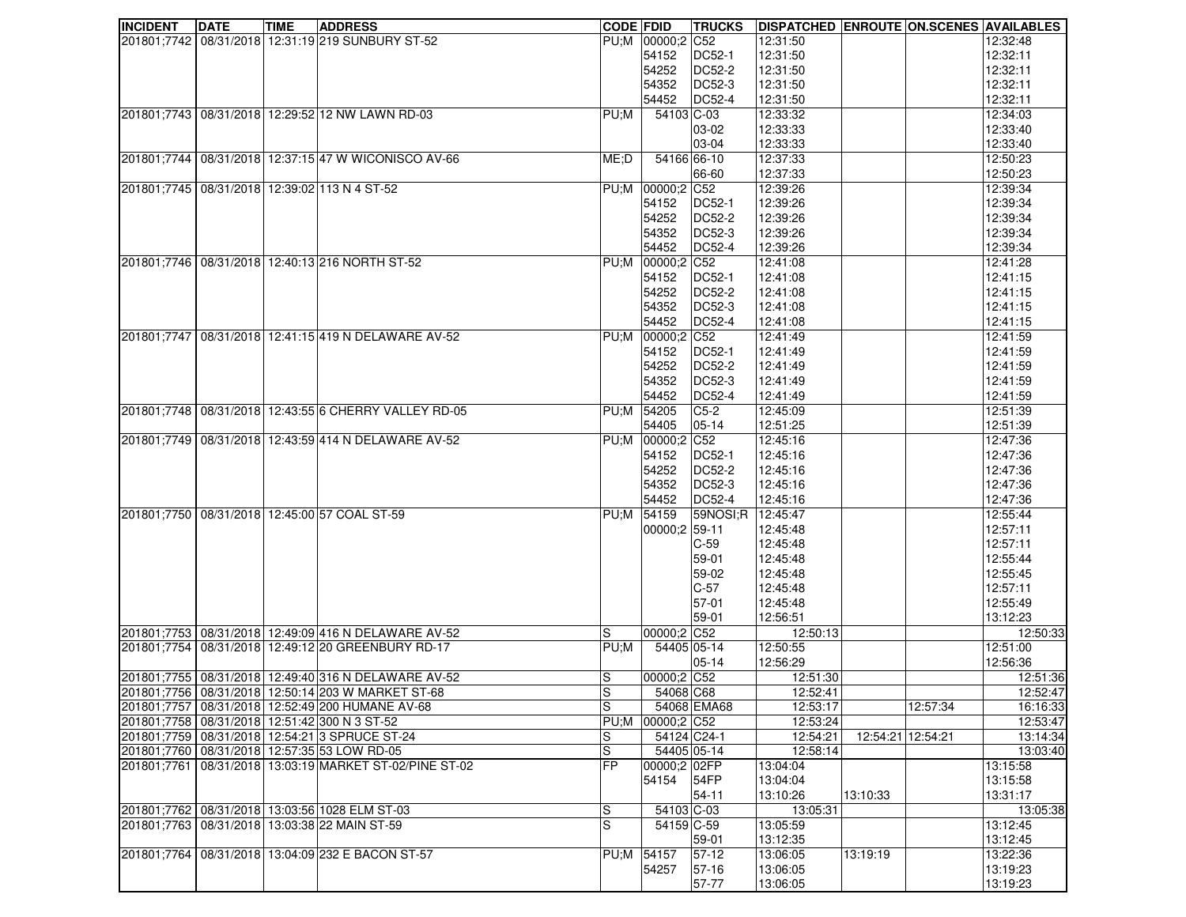| INCIDENT | DATE | TIME | ADDRESS | CODE | FDID | TRUCKS | DISPATCHED | ENROUTE | ON.SCENES | AVAILABLES |
|---|---|---|---|---|---|---|---|---|---|---|
| 201801;7742 | 08/31/2018 | 12:31:19 | 219 SUNBURY ST-52 | PU;M | 00000;2 | C52 | 12:31:50 | | | 12:32:48 |
| | | | | | 54152 | DC52-1 | 12:31:50 | | | 12:32:11 |
| | | | | | 54252 | DC52-2 | 12:31:50 | | | 12:32:11 |
| | | | | | 54352 | DC52-3 | 12:31:50 | | | 12:32:11 |
| | | | | | 54452 | DC52-4 | 12:31:50 | | | 12:32:11 |
| 201801;7743 | 08/31/2018 | 12:29:52 | 12 NW LAWN RD-03 | PU;M | 54103 | C-03 | 12:33:32 | | | 12:34:03 |
| | | | | | | 03-02 | 12:33:33 | | | 12:33:40 |
| | | | | | | 03-04 | 12:33:33 | | | 12:33:40 |
| 201801;7744 | 08/31/2018 | 12:37:15 | 47 W WICONISCO AV-66 | ME;D | 54166 | 66-10 | 12:37:33 | | | 12:50:23 |
| | | | | | | 66-60 | 12:37:33 | | | 12:50:23 |
| 201801;7745 | 08/31/2018 | 12:39:02 | 113 N 4 ST-52 | PU;M | 00000;2 | C52 | 12:39:26 | | | 12:39:34 |
| | | | | | 54152 | DC52-1 | 12:39:26 | | | 12:39:34 |
| | | | | | 54252 | DC52-2 | 12:39:26 | | | 12:39:34 |
| | | | | | 54352 | DC52-3 | 12:39:26 | | | 12:39:34 |
| | | | | | 54452 | DC52-4 | 12:39:26 | | | 12:39:34 |
| 201801;7746 | 08/31/2018 | 12:40:13 | 216 NORTH ST-52 | PU;M | 00000;2 | C52 | 12:41:08 | | | 12:41:28 |
| | | | | | 54152 | DC52-1 | 12:41:08 | | | 12:41:15 |
| | | | | | 54252 | DC52-2 | 12:41:08 | | | 12:41:15 |
| | | | | | 54352 | DC52-3 | 12:41:08 | | | 12:41:15 |
| | | | | | 54452 | DC52-4 | 12:41:08 | | | 12:41:15 |
| 201801;7747 | 08/31/2018 | 12:41:15 | 419 N DELAWARE AV-52 | PU;M | 00000;2 | C52 | 12:41:49 | | | 12:41:59 |
| | | | | | 54152 | DC52-1 | 12:41:49 | | | 12:41:59 |
| | | | | | 54252 | DC52-2 | 12:41:49 | | | 12:41:59 |
| | | | | | 54352 | DC52-3 | 12:41:49 | | | 12:41:59 |
| | | | | | 54452 | DC52-4 | 12:41:49 | | | 12:41:59 |
| 201801;7748 | 08/31/2018 | 12:43:55 | 6 CHERRY VALLEY RD-05 | PU;M | 54205 | C5-2 | 12:45:09 | | | 12:51:39 |
| | | | | | 54405 | 05-14 | 12:51:25 | | | 12:51:39 |
| 201801;7749 | 08/31/2018 | 12:43:59 | 414 N DELAWARE AV-52 | PU;M | 00000;2 | C52 | 12:45:16 | | | 12:47:36 |
| | | | | | 54152 | DC52-1 | 12:45:16 | | | 12:47:36 |
| | | | | | 54252 | DC52-2 | 12:45:16 | | | 12:47:36 |
| | | | | | 54352 | DC52-3 | 12:45:16 | | | 12:47:36 |
| | | | | | 54452 | DC52-4 | 12:45:16 | | | 12:47:36 |
| 201801;7750 | 08/31/2018 | 12:45:00 | 57 COAL ST-59 | PU;M | 54159 | 59NOSI;R | 12:45:47 | | | 12:55:44 |
| | | | | | 00000;2 | 59-11 | 12:45:48 | | | 12:57:11 |
| | | | | | | C-59 | 12:45:48 | | | 12:57:11 |
| | | | | | | 59-01 | 12:45:48 | | | 12:55:44 |
| | | | | | | 59-02 | 12:45:48 | | | 12:55:45 |
| | | | | | | C-57 | 12:45:48 | | | 12:57:11 |
| | | | | | | 57-01 | 12:45:48 | | | 12:55:49 |
| | | | | | | 59-01 | 12:56:51 | | | 13:12:23 |
| 201801;7753 | 08/31/2018 | 12:49:09 | 416 N DELAWARE AV-52 | S | 00000;2 | C52 | 12:50:13 | | | 12:50:33 |
| 201801;7754 | 08/31/2018 | 12:49:12 | 20 GREENBURY RD-17 | PU;M | 54405 | 05-14 | 12:50:55 | | | 12:51:00 |
| | | | | | | 05-14 | 12:56:29 | | | 12:56:36 |
| 201801;7755 | 08/31/2018 | 12:49:40 | 316 N DELAWARE AV-52 | S | 00000;2 | C52 | 12:51:30 | | | 12:51:36 |
| 201801;7756 | 08/31/2018 | 12:50:14 | 203 W MARKET ST-68 | S | 54068 | C68 | 12:52:41 | | | 12:52:47 |
| 201801;7757 | 08/31/2018 | 12:52:49 | 200 HUMANE AV-68 | S | 54068 | EMA68 | 12:53:17 | | 12:57:34 | 16:16:33 |
| 201801;7758 | 08/31/2018 | 12:51:42 | 300 N 3 ST-52 | PU;M | 00000;2 | C52 | 12:53:24 | | | 12:53:47 |
| 201801;7759 | 08/31/2018 | 12:54:21 | 3 SPRUCE ST-24 | S | 54124 | C24-1 | 12:54:21 | 12:54:21 | 12:54:21 | 13:14:34 |
| 201801;7760 | 08/31/2018 | 12:57:35 | 53 LOW RD-05 | S | 54405 | 05-14 | 12:58:14 | | | 13:03:40 |
| 201801;7761 | 08/31/2018 | 13:03:19 | MARKET ST-02/PINE ST-02 | FP | 00000;2 | 02FP | 13:04:04 | | | 13:15:58 |
| | | | | | 54154 | 54FP | 13:04:04 | | | 13:15:58 |
| | | | | | | 54-11 | 13:10:26 | 13:10:33 | | 13:31:17 |
| 201801;7762 | 08/31/2018 | 13:03:56 | 1028 ELM ST-03 | S | 54103 | C-03 | 13:05:31 | | | 13:05:38 |
| 201801;7763 | 08/31/2018 | 13:03:38 | 22 MAIN ST-59 | S | 54159 | C-59 | 13:05:59 | | | 13:12:45 |
| | | | | | | 59-01 | 13:12:35 | | | 13:12:45 |
| 201801;7764 | 08/31/2018 | 13:04:09 | 232 E BACON ST-57 | PU;M | 54157 | 57-12 | 13:06:05 | 13:19:19 | | 13:22:36 |
| | | | | | 54257 | 57-16 | 13:06:05 | | | 13:19:23 |
| | | | | | | 57-77 | 13:06:05 | | | 13:19:23 |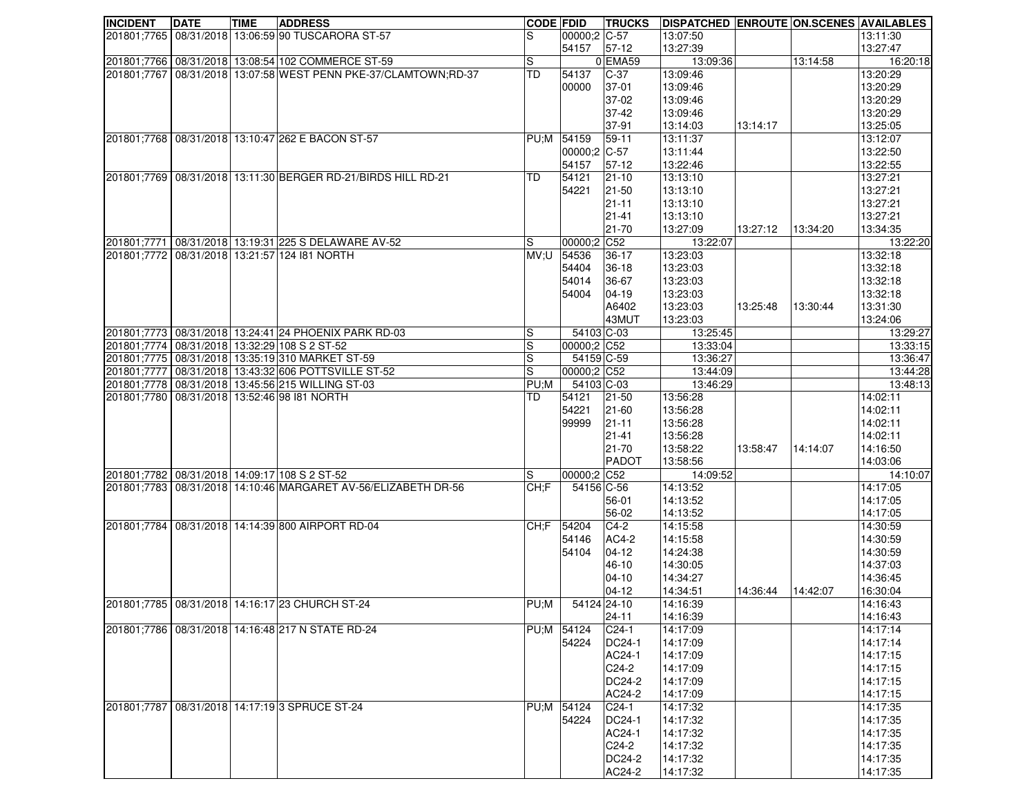| INCIDENT | DATE | TIME | ADDRESS | CODE | FDID | TRUCKS | DISPATCHED | ENROUTE | ON.SCENES | AVAILABLES |
|---|---|---|---|---|---|---|---|---|---|---|
| 201801;7765 | 08/31/2018 | 13:06:59 | 90 TUSCARORA ST-57 | S | 00000;2 | C-57 | 13:07:50 | | | 13:11:30 |
| | | | | | 54157 | 57-12 | 13:27:39 | | | 13:27:47 |
| 201801;7766 | 08/31/2018 | 13:08:54 | 102 COMMERCE ST-59 | S | 0 | EMA59 | 13:09:36 | | 13:14:58 | 16:20:18 |
| 201801;7767 | 08/31/2018 | 13:07:58 | WEST PENN PKE-37/CLAMTOWN;RD-37 | TD | 54137 | C-37 | 13:09:46 | | | 13:20:29 |
| | | | | | 00000 | 37-01 | 13:09:46 | | | 13:20:29 |
| | | | | | | 37-02 | 13:09:46 | | | 13:20:29 |
| | | | | | | 37-42 | 13:09:46 | | | 13:20:29 |
| | | | | | | 37-91 | 13:14:03 | 13:14:17 | | 13:25:05 |
| 201801;7768 | 08/31/2018 | 13:10:47 | 262 E BACON ST-57 | PU;M | 54159 | 59-11 | 13:11:37 | | | 13:12:07 |
| | | | | | 00000;2 | C-57 | 13:11:44 | | | 13:22:50 |
| | | | | | 54157 | 57-12 | 13:22:46 | | | 13:22:55 |
| 201801;7769 | 08/31/2018 | 13:11:30 | BERGER RD-21/BIRDS HILL RD-21 | TD | 54121 | 21-10 | 13:13:10 | | | 13:27:21 |
| | | | | | 54221 | 21-50 | 13:13:10 | | | 13:27:21 |
| | | | | | | 21-11 | 13:13:10 | | | 13:27:21 |
| | | | | | | 21-41 | 13:13:10 | | | 13:27:21 |
| | | | | | | 21-70 | 13:27:09 | 13:27:12 | 13:34:20 | 13:34:35 |
| 201801;7771 | 08/31/2018 | 13:19:31 | 225 S DELAWARE AV-52 | S | 00000;2 | C52 | 13:22:07 | | | 13:22:20 |
| 201801;7772 | 08/31/2018 | 13:21:57 | 124 I81 NORTH | MV;U | 54536 | 36-17 | 13:23:03 | | | 13:32:18 |
| | | | | | 54404 | 36-18 | 13:23:03 | | | 13:32:18 |
| | | | | | 54014 | 36-67 | 13:23:03 | | | 13:32:18 |
| | | | | | 54004 | 04-19 | 13:23:03 | | | 13:32:18 |
| | | | | | | A6402 | 13:23:03 | 13:25:48 | 13:30:44 | 13:31:30 |
| | | | | | | 43MUT | 13:23:03 | | | 13:24:06 |
| 201801;7773 | 08/31/2018 | 13:24:41 | 24 PHOENIX PARK RD-03 | S | 54103 | C-03 | 13:25:45 | | | 13:29:27 |
| 201801;7774 | 08/31/2018 | 13:32:29 | 108 S 2 ST-52 | S | 00000;2 | C52 | 13:33:04 | | | 13:33:15 |
| 201801;7775 | 08/31/2018 | 13:35:19 | 310 MARKET ST-59 | S | 54159 | C-59 | 13:36:27 | | | 13:36:47 |
| 201801;7777 | 08/31/2018 | 13:43:32 | 606 POTTSVILLE ST-52 | S | 00000;2 | C52 | 13:44:09 | | | 13:44:28 |
| 201801;7778 | 08/31/2018 | 13:45:56 | 215 WILLING ST-03 | PU;M | 54103 | C-03 | 13:46:29 | | | 13:48:13 |
| 201801;7780 | 08/31/2018 | 13:52:46 | 98 I81 NORTH | TD | 54121 | 21-50 | 13:56:28 | | | 14:02:11 |
| | | | | | 54221 | 21-60 | 13:56:28 | | | 14:02:11 |
| | | | | | 99999 | 21-11 | 13:56:28 | | | 14:02:11 |
| | | | | | | 21-41 | 13:56:28 | | | 14:02:11 |
| | | | | | | 21-70 | 13:58:22 | 13:58:47 | 14:14:07 | 14:16:50 |
| | | | | | | PADOT | 13:58:56 | | | 14:03:06 |
| 201801;7782 | 08/31/2018 | 14:09:17 | 108 S 2 ST-52 | S | 00000;2 | C52 | 14:09:52 | | | 14:10:07 |
| 201801;7783 | 08/31/2018 | 14:10:46 | MARGARET AV-56/ELIZABETH DR-56 | CH;F | 54156 | C-56 | 14:13:52 | | | 14:17:05 |
| | | | | | | 56-01 | 14:13:52 | | | 14:17:05 |
| | | | | | | 56-02 | 14:13:52 | | | 14:17:05 |
| 201801;7784 | 08/31/2018 | 14:14:39 | 800 AIRPORT RD-04 | CH;F | 54204 | C4-2 | 14:15:58 | | | 14:30:59 |
| | | | | | 54146 | AC4-2 | 14:15:58 | | | 14:30:59 |
| | | | | | 54104 | 04-12 | 14:24:38 | | | 14:30:59 |
| | | | | | | 46-10 | 14:30:05 | | | 14:37:03 |
| | | | | | | 04-10 | 14:34:27 | | | 14:36:45 |
| | | | | | | 04-12 | 14:34:51 | 14:36:44 | 14:42:07 | 16:30:04 |
| 201801;7785 | 08/31/2018 | 14:16:17 | 23 CHURCH ST-24 | PU;M | 54124 | 24-10 | 14:16:39 | | | 14:16:43 |
| | | | | | | 24-11 | 14:16:39 | | | 14:16:43 |
| 201801;7786 | 08/31/2018 | 14:16:48 | 217 N STATE RD-24 | PU;M | 54124 | C24-1 | 14:17:09 | | | 14:17:14 |
| | | | | | 54224 | DC24-1 | 14:17:09 | | | 14:17:14 |
| | | | | | | AC24-1 | 14:17:09 | | | 14:17:15 |
| | | | | | | C24-2 | 14:17:09 | | | 14:17:15 |
| | | | | | | DC24-2 | 14:17:09 | | | 14:17:15 |
| | | | | | | AC24-2 | 14:17:09 | | | 14:17:15 |
| 201801;7787 | 08/31/2018 | 14:17:19 | 3 SPRUCE ST-24 | PU;M | 54124 | C24-1 | 14:17:32 | | | 14:17:35 |
| | | | | | 54224 | DC24-1 | 14:17:32 | | | 14:17:35 |
| | | | | | | AC24-1 | 14:17:32 | | | 14:17:35 |
| | | | | | | C24-2 | 14:17:32 | | | 14:17:35 |
| | | | | | | DC24-2 | 14:17:32 | | | 14:17:35 |
| | | | | | | AC24-2 | 14:17:32 | | | 14:17:35 |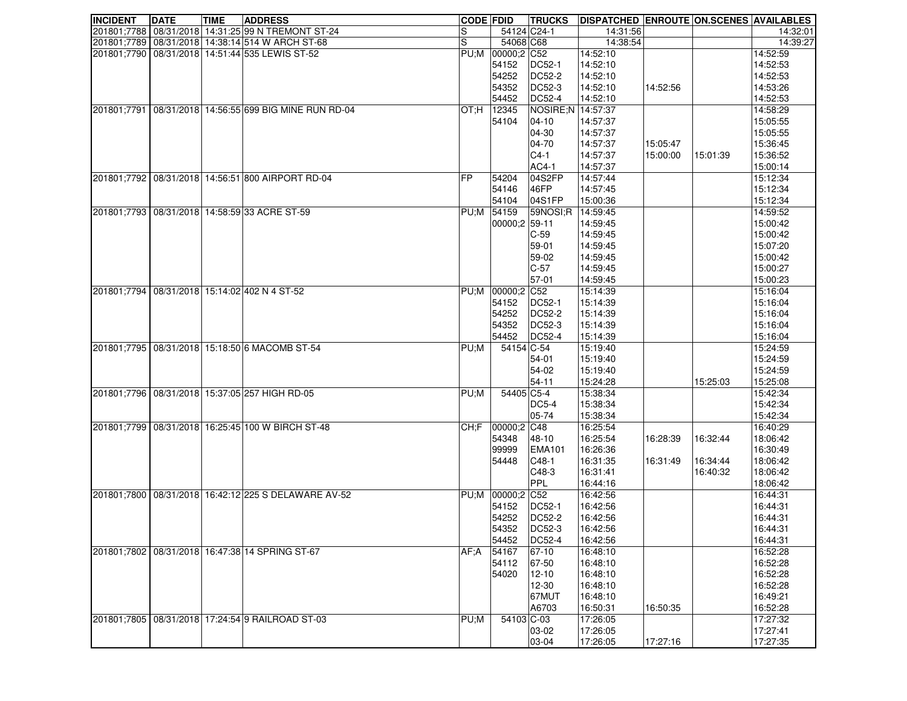| INCIDENT | DATE | TIME | ADDRESS | CODE | FDID | TRUCKS | DISPATCHED | ENROUTE | ON.SCENES | AVAILABLES |
|---|---|---|---|---|---|---|---|---|---|---|
| 201801;7788 | 08/31/2018 | 14:31:25 | 99 N TREMONT ST-24 | S | 54124 | C24-1 | 14:31:56 | | | 14:32:01 |
| 201801;7789 | 08/31/2018 | 14:38:14 | 514 W ARCH ST-68 | S | 54068 | C68 | 14:38:54 | | | 14:39:27 |
| 201801;7790 | 08/31/2018 | 14:51:44 | 535 LEWIS ST-52 | PU;M | 00000;2 | C52 | 14:52:10 | | | 14:52:59 |
| | | | | | 54152 | DC52-1 | 14:52:10 | | | 14:52:53 |
| | | | | | 54252 | DC52-2 | 14:52:10 | | | 14:52:53 |
| | | | | | 54352 | DC52-3 | 14:52:10 | 14:52:56 | | 14:53:26 |
| | | | | | 54452 | DC52-4 | 14:52:10 | | | 14:52:53 |
| 201801;7791 | 08/31/2018 | 14:56:55 | 699 BIG MINE RUN RD-04 | OT;H | 12345 | NOSIRE;N | 14:57:37 | | | 14:58:29 |
| | | | | | 54104 | 04-10 | 14:57:37 | | | 15:05:55 |
| | | | | | | 04-30 | 14:57:37 | | | 15:05:55 |
| | | | | | | 04-70 | 14:57:37 | 15:05:47 | | 15:36:45 |
| | | | | | | C4-1 | 14:57:37 | 15:00:00 | 15:01:39 | 15:36:52 |
| | | | | | | AC4-1 | 14:57:37 | | | 15:00:14 |
| 201801;7792 | 08/31/2018 | 14:56:51 | 800 AIRPORT RD-04 | FP | 54204 | 04S2FP | 14:57:44 | | | 15:12:34 |
| | | | | | 54146 | 46FP | 14:57:45 | | | 15:12:34 |
| | | | | | 54104 | 04S1FP | 15:00:36 | | | 15:12:34 |
| 201801;7793 | 08/31/2018 | 14:58:59 | 33 ACRE ST-59 | PU;M | 54159 | 59NOSI;R | 14:59:45 | | | 14:59:52 |
| | | | | | 00000;2 | 59-11 | 14:59:45 | | | 15:00:42 |
| | | | | | | C-59 | 14:59:45 | | | 15:00:42 |
| | | | | | | 59-01 | 14:59:45 | | | 15:07:20 |
| | | | | | | 59-02 | 14:59:45 | | | 15:00:42 |
| | | | | | | C-57 | 14:59:45 | | | 15:00:27 |
| | | | | | | 57-01 | 14:59:45 | | | 15:00:23 |
| 201801;7794 | 08/31/2018 | 15:14:02 | 402 N 4 ST-52 | PU;M | 00000;2 | C52 | 15:14:39 | | | 15:16:04 |
| | | | | | 54152 | DC52-1 | 15:14:39 | | | 15:16:04 |
| | | | | | 54252 | DC52-2 | 15:14:39 | | | 15:16:04 |
| | | | | | 54352 | DC52-3 | 15:14:39 | | | 15:16:04 |
| | | | | | 54452 | DC52-4 | 15:14:39 | | | 15:16:04 |
| 201801;7795 | 08/31/2018 | 15:18:50 | 6 MACOMB ST-54 | PU;M | 54154 | C-54 | 15:19:40 | | | 15:24:59 |
| | | | | | | 54-01 | 15:19:40 | | | 15:24:59 |
| | | | | | | 54-02 | 15:19:40 | | | 15:24:59 |
| | | | | | | 54-11 | 15:24:28 | | 15:25:03 | 15:25:08 |
| 201801;7796 | 08/31/2018 | 15:37:05 | 257 HIGH RD-05 | PU;M | 54405 | C5-4 | 15:38:34 | | | 15:42:34 |
| | | | | | | DC5-4 | 15:38:34 | | | 15:42:34 |
| | | | | | | 05-74 | 15:38:34 | | | 15:42:34 |
| 201801;7799 | 08/31/2018 | 16:25:45 | 100 W BIRCH ST-48 | CH;F | 00000;2 | C48 | 16:25:54 | | | 16:40:29 |
| | | | | | 54348 | 48-10 | 16:25:54 | 16:28:39 | 16:32:44 | 18:06:42 |
| | | | | | 99999 | EMA101 | 16:26:36 | | | 16:30:49 |
| | | | | | 54448 | C48-1 | 16:31:35 | 16:31:49 | 16:34:44 | 18:06:42 |
| | | | | | | C48-3 | 16:31:41 | | 16:40:32 | 18:06:42 |
| | | | | | | PPL | 16:44:16 | | | 18:06:42 |
| 201801;7800 | 08/31/2018 | 16:42:12 | 225 S DELAWARE AV-52 | PU;M | 00000;2 | C52 | 16:42:56 | | | 16:44:31 |
| | | | | | 54152 | DC52-1 | 16:42:56 | | | 16:44:31 |
| | | | | | 54252 | DC52-2 | 16:42:56 | | | 16:44:31 |
| | | | | | 54352 | DC52-3 | 16:42:56 | | | 16:44:31 |
| | | | | | 54452 | DC52-4 | 16:42:56 | | | 16:44:31 |
| 201801;7802 | 08/31/2018 | 16:47:38 | 14 SPRING ST-67 | AF;A | 54167 | 67-10 | 16:48:10 | | | 16:52:28 |
| | | | | | 54112 | 67-50 | 16:48:10 | | | 16:52:28 |
| | | | | | 54020 | 12-10 | 16:48:10 | | | 16:52:28 |
| | | | | | | 12-30 | 16:48:10 | | | 16:52:28 |
| | | | | | | 67MUT | 16:48:10 | | | 16:49:21 |
| | | | | | | A6703 | 16:50:31 | 16:50:35 | | 16:52:28 |
| 201801;7805 | 08/31/2018 | 17:24:54 | 9 RAILROAD ST-03 | PU;M | 54103 | C-03 | 17:26:05 | | | 17:27:32 |
| | | | | | | 03-02 | 17:26:05 | | | 17:27:41 |
| | | | | | | 03-04 | 17:26:05 | 17:27:16 | | 17:27:35 |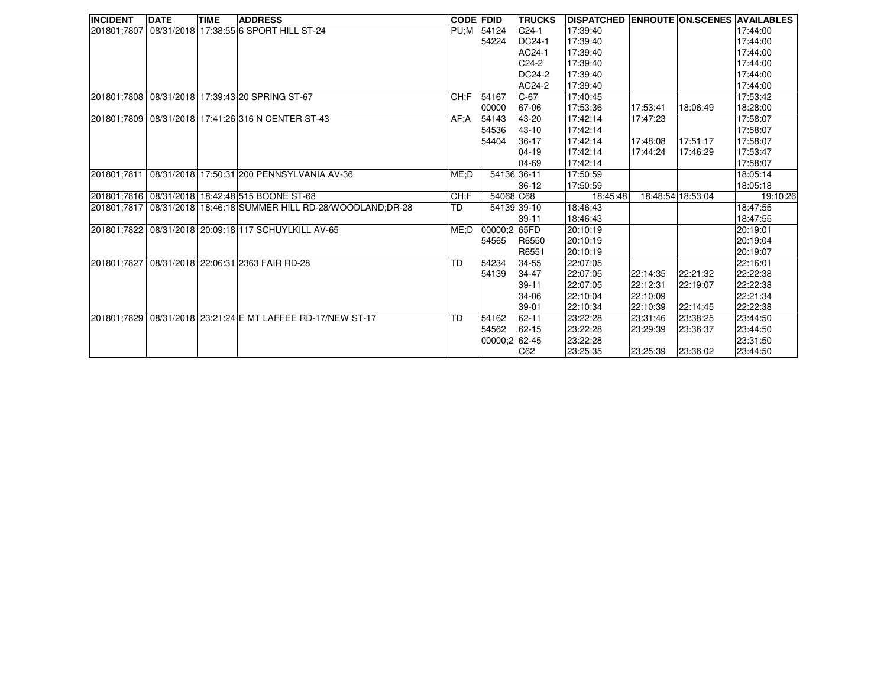| INCIDENT | DATE | TIME | ADDRESS | CODE | FDID | TRUCKS | DISPATCHED | ENROUTE | ON.SCENES | AVAILABLES |
|---|---|---|---|---|---|---|---|---|---|---|
| 201801;7807 | 08/31/2018 | 17:38:55 | 6 SPORT HILL ST-24 | PU;M | 54124 | C24-1 | 17:39:40 | | | 17:44:00 |
| | | | | | 54224 | DC24-1 | 17:39:40 | | | 17:44:00 |
| | | | | | | AC24-1 | 17:39:40 | | | 17:44:00 |
| | | | | | | C24-2 | 17:39:40 | | | 17:44:00 |
| | | | | | | DC24-2 | 17:39:40 | | | 17:44:00 |
| | | | | | | AC24-2 | 17:39:40 | | | 17:44:00 |
| 201801;7808 | 08/31/2018 | 17:39:43 | 20 SPRING ST-67 | CH;F | 54167 | C-67 | 17:40:45 | | | 17:53:42 |
| | | | | | 00000 | 67-06 | 17:53:36 | 17:53:41 | 18:06:49 | 18:28:00 |
| 201801;7809 | 08/31/2018 | 17:41:26 | 316 N CENTER ST-43 | AF;A | 54143 | 43-20 | 17:42:14 | 17:47:23 | | 17:58:07 |
| | | | | | 54536 | 43-10 | 17:42:14 | | | 17:58:07 |
| | | | | | 54404 | 36-17 | 17:42:14 | 17:48:08 | 17:51:17 | 17:58:07 |
| | | | | | | 04-19 | 17:42:14 | 17:44:24 | 17:46:29 | 17:53:47 |
| | | | | | | 04-69 | 17:42:14 | | | 17:58:07 |
| 201801;7811 | 08/31/2018 | 17:50:31 | 200 PENNSYLVANIA AV-36 | ME;D | 54136 | 36-11 | 17:50:59 | | | 18:05:14 |
| | | | | | | 36-12 | 17:50:59 | | | 18:05:18 |
| 201801;7816 | 08/31/2018 | 18:42:48 | 515 BOONE ST-68 | CH;F | 54068 | C68 | 18:45:48 | 18:48:54 | 18:53:04 | 19:10:26 |
| 201801;7817 | 08/31/2018 | 18:46:18 | SUMMER HILL RD-28/WOODLAND;DR-28 | TD | 54139 | 39-10 | 18:46:43 | | | 18:47:55 |
| | | | | | | 39-11 | 18:46:43 | | | 18:47:55 |
| 201801;7822 | 08/31/2018 | 20:09:18 | 117 SCHUYLKILL AV-65 | ME;D | 00000;2 | 65FD | 20:10:19 | | | 20:19:01 |
| | | | | | 54565 | R6550 | 20:10:19 | | | 20:19:04 |
| | | | | | | R6551 | 20:10:19 | | | 20:19:07 |
| 201801;7827 | 08/31/2018 | 22:06:31 | 2363 FAIR RD-28 | TD | 54234 | 34-55 | 22:07:05 | | | 22:16:01 |
| | | | | | 54139 | 34-47 | 22:07:05 | 22:14:35 | 22:21:32 | 22:22:38 |
| | | | | | | 39-11 | 22:07:05 | 22:12:31 | 22:19:07 | 22:22:38 |
| | | | | | | 34-06 | 22:10:04 | 22:10:09 | | 22:21:34 |
| | | | | | | 39-01 | 22:10:34 | 22:10:39 | 22:14:45 | 22:22:38 |
| 201801;7829 | 08/31/2018 | 23:21:24 | E MT LAFFEE RD-17/NEW ST-17 | TD | 54162 | 62-11 | 23:22:28 | 23:31:46 | 23:38:25 | 23:44:50 |
| | | | | | 54562 | 62-15 | 23:22:28 | 23:29:39 | 23:36:37 | 23:44:50 |
| | | | | | 00000;2 | 62-45 | 23:22:28 | | | 23:31:50 |
| | | | | | | C62 | 23:25:35 | 23:25:39 | 23:36:02 | 23:44:50 |